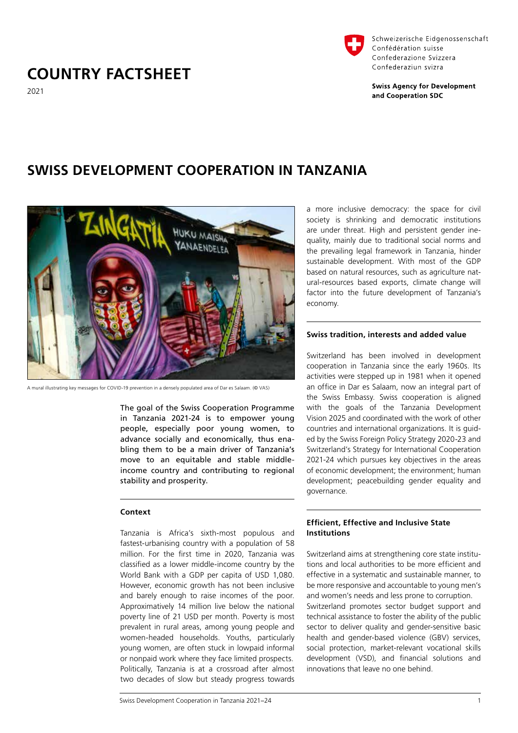# COUNTRY FACTSHEET

2021

Schweizerische Eidgenossenschaft
Confédération suisse
Confederazione Svizzera
Confederaziun svizra

**Swiss Agency for Development and Cooperation SDC**

# SWISS DEVELOPMENT COOPERATION IN TANZANIA

A mural illustrating key messages for COVID-19 prevention in a densely populated area of Dar es Salaam. (© VAS)

The goal of the Swiss Cooperation Programme in Tanzania 2021-24 is to empower young people, especially poor young women, to advance socially and economically, thus enabling them to be a main driver of Tanzania's move to an equitable and stable middle-income country and contributing to regional stability and prosperity.

## Context

Tanzania is Africa's sixth-most populous and fastest-urbanising country with a population of 58 million. For the first time in 2020, Tanzania was classified as a lower middle-income country by the World Bank with a GDP per capita of USD 1,080. However, economic growth has not been inclusive and barely enough to raise incomes of the poor. Approximatively 14 million live below the national poverty line of 21 USD per month. Poverty is most prevalent in rural areas, among young people and women-headed households. Youths, particularly young women, are often stuck in lowpaid informal or nonpaid work where they face limited prospects. Politically, Tanzania is at a crossroad after almost two decades of slow but steady progress towards a more inclusive democracy: the space for civil society is shrinking and democratic institutions are under threat. High and persistent gender inequality, mainly due to traditional social norms and the prevailing legal framework in Tanzania, hinder sustainable development. With most of the GDP based on natural resources, such as agriculture natural-resources based exports, climate change will factor into the future development of Tanzania's economy.

## Swiss tradition, interests and added value

Switzerland has been involved in development cooperation in Tanzania since the early 1960s. Its activities were stepped up in 1981 when it opened an office in Dar es Salaam, now an integral part of the Swiss Embassy. Swiss cooperation is aligned with the goals of the Tanzania Development Vision 2025 and coordinated with the work of other countries and international organizations. It is guided by the Swiss Foreign Policy Strategy 2020-23 and Switzerland's Strategy for International Cooperation 2021-24 which pursues key objectives in the areas of economic development; the environment; human development; peacebuilding gender equality and governance.

## Efficient, Effective and Inclusive State Institutions

Switzerland aims at strengthening core state institutions and local authorities to be more efficient and effective in a systematic and sustainable manner, to be more responsive and accountable to young men's and women's needs and less prone to corruption.

Switzerland promotes sector budget support and technical assistance to foster the ability of the public sector to deliver quality and gender-sensitive basic health and gender-based violence (GBV) services, social protection, market-relevant vocational skills development (VSD), and financial solutions and innovations that leave no one behind.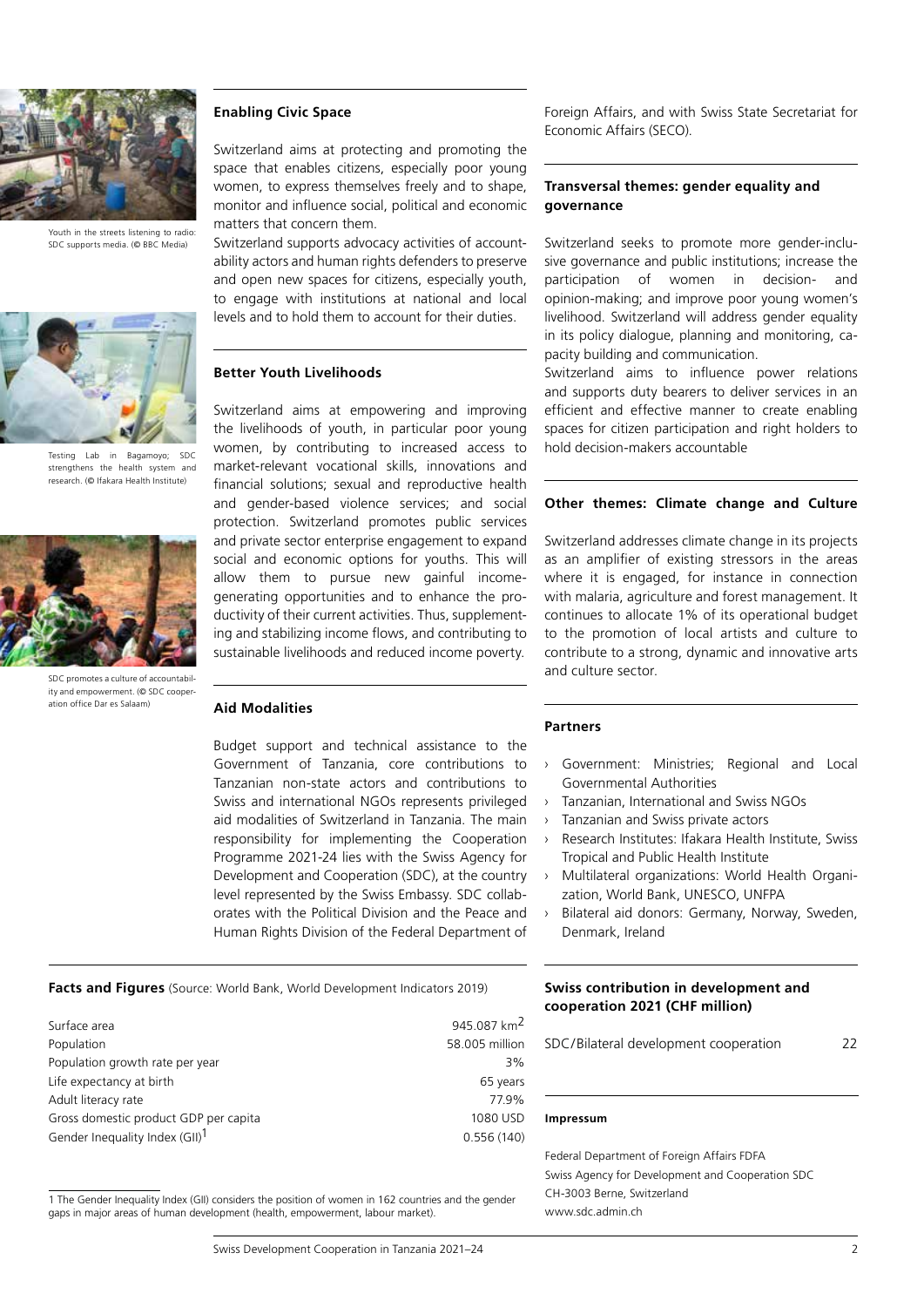Youth in the streets listening to radio: SDC supports media. (© BBC Media)

Testing Lab in Bagamoyo; SDC strengthens the health system and research. (© Ifakara Health Institute)

SDC promotes a culture of accountability and empowerment. (© SDC cooperation office Dar es Salaam)

## Enabling Civic Space

Switzerland aims at protecting and promoting the space that enables citizens, especially poor young women, to express themselves freely and to shape, monitor and influence social, political and economic matters that concern them.

Switzerland supports advocacy activities of accountability actors and human rights defenders to preserve and open new spaces for citizens, especially youth, to engage with institutions at national and local levels and to hold them to account for their duties.

## Better Youth Livelihoods

Switzerland aims at empowering and improving the livelihoods of youth, in particular poor young women, by contributing to increased access to market-relevant vocational skills, innovations and financial solutions; sexual and reproductive health and gender-based violence services; and social protection. Switzerland promotes public services and private sector enterprise engagement to expand social and economic options for youths. This will allow them to pursue new gainful income-generating opportunities and to enhance the productivity of their current activities. Thus, supplementing and stabilizing income flows, and contributing to sustainable livelihoods and reduced income poverty.

## Aid Modalities

Budget support and technical assistance to the Government of Tanzania, core contributions to Tanzanian non-state actors and contributions to Swiss and international NGOs represents privileged aid modalities of Switzerland in Tanzania. The main responsibility for implementing the Cooperation Programme 2021-24 lies with the Swiss Agency for Development and Cooperation (SDC), at the country level represented by the Swiss Embassy. SDC collaborates with the Political Division and the Peace and Human Rights Division of the Federal Department of Foreign Affairs, and with Swiss State Secretariat for Economic Affairs (SECO).

## Transversal themes: gender equality and governance

Switzerland seeks to promote more gender-inclusive governance and public institutions; increase the participation of women in decision- and opinion-making; and improve poor young women's livelihood. Switzerland will address gender equality in its policy dialogue, planning and monitoring, capacity building and communication.

Switzerland aims to influence power relations and supports duty bearers to deliver services in an efficient and effective manner to create enabling spaces for citizen participation and right holders to hold decision-makers accountable

## Other themes: Climate change and Culture

Switzerland addresses climate change in its projects as an amplifier of existing stressors in the areas where it is engaged, for instance in connection with malaria, agriculture and forest management. It continues to allocate 1% of its operational budget to the promotion of local artists and culture to contribute to a strong, dynamic and innovative arts and culture sector.

## Partners

- Government: Ministries; Regional and Local Governmental Authorities
- Tanzanian, International and Swiss NGOs
- Tanzanian and Swiss private actors
- Research Institutes: Ifakara Health Institute, Swiss Tropical and Public Health Institute
- Multilateral organizations: World Health Organization, World Bank, UNESCO, UNFPA
- Bilateral aid donors: Germany, Norway, Sweden, Denmark, Ireland

## Facts and Figures (Source: World Bank, World Development Indicators 2019)

| | |
|---|---|
| Surface area | 945.087 $km^2$ |
| Population | 58.005 million |
| Population growth rate per year | 3% |
| Life expectancy at birth | 65 years |
| Adult literacy rate | 77.9% |
| Gross domestic product GDP per capita | 1080 USD |
| Gender Inequality Index (GII)[1] | 0.556 (140) |

[1] The Gender Inequality Index (GII) considers the position of women in 162 countries and the gender gaps in major areas of human development (health, empowerment, labour market).

## Swiss contribution in development and cooperation 2021 (CHF million)

| | |
|---|---|
| SDC/Bilateral development cooperation | 22 |

#### Impressum

Federal Department of Foreign Affairs FDFA
Swiss Agency for Development and Cooperation SDC
CH-3003 Berne, Switzerland
www.sdc.admin.ch